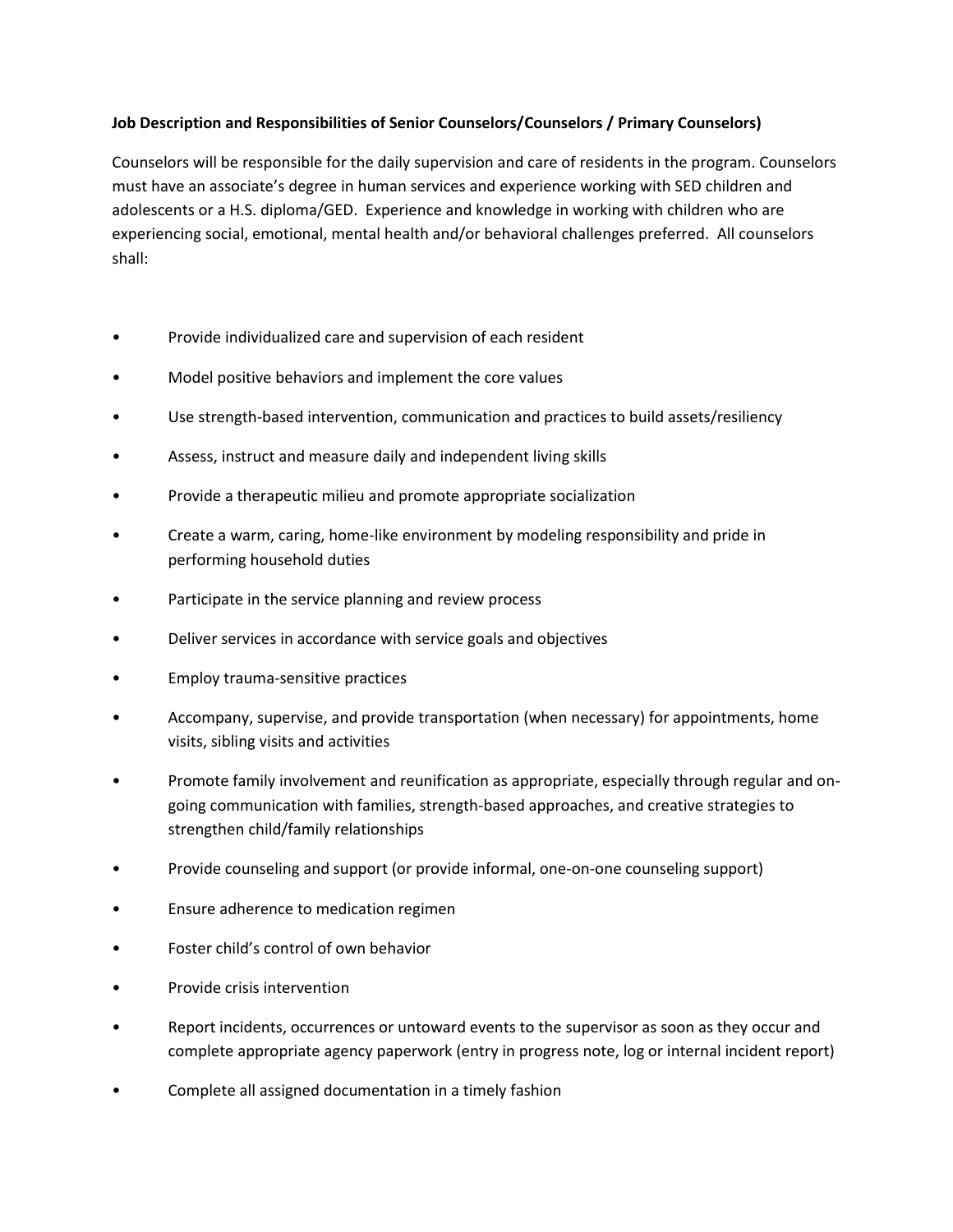**Job Description and Responsibilities of Senior Counselors/Counselors / Primary Counselors)**

Counselors will be responsible for the daily supervision and care of residents in the program. Counselors must have an associate's degree in human services and experience working with SED children and adolescents or a H.S. diploma/GED. Experience and knowledge in working with children who are experiencing social, emotional, mental health and/or behavioral challenges preferred. All counselors shall:

- Provide individualized care and supervision of each resident
- Model positive behaviors and implement the core values
- Use strength-based intervention, communication and practices to build assets/resiliency
- Assess, instruct and measure daily and independent living skills
- Provide a therapeutic milieu and promote appropriate socialization
- Create a warm, caring, home-like environment by modeling responsibility and pride in performing household duties
- Participate in the service planning and review process
- Deliver services in accordance with service goals and objectives
- Employ trauma-sensitive practices
- Accompany, supervise, and provide transportation (when necessary) for appointments, home visits, sibling visits and activities
- Promote family involvement and reunification as appropriate, especially through regular and on-going communication with families, strength-based approaches, and creative strategies to strengthen child/family relationships
- Provide counseling and support (or provide informal, one-on-one counseling support)
- Ensure adherence to medication regimen
- Foster child's control of own behavior
- Provide crisis intervention
- Report incidents, occurrences or untoward events to the supervisor as soon as they occur and complete appropriate agency paperwork (entry in progress note, log or internal incident report)
- Complete all assigned documentation in a timely fashion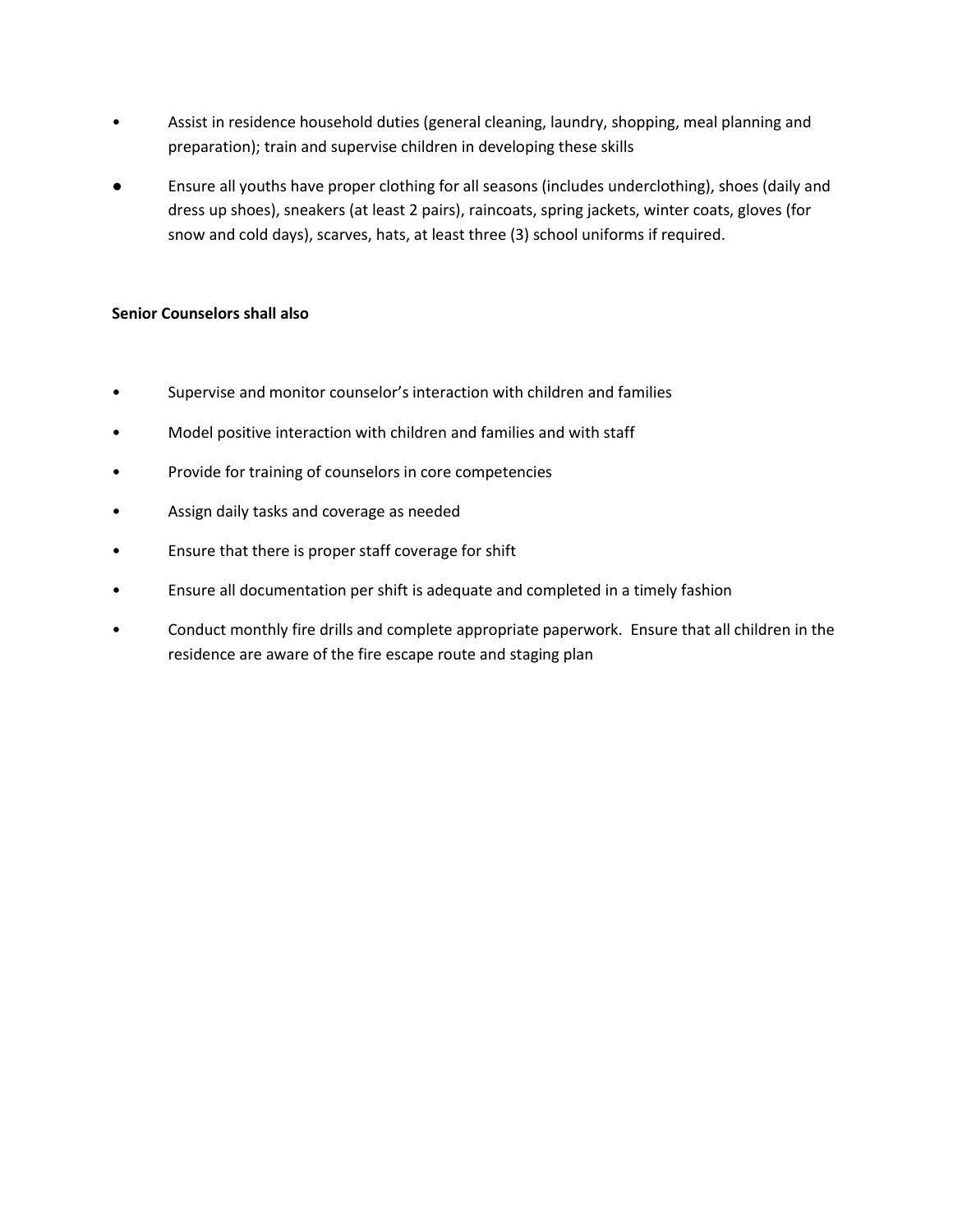- Assist in residence household duties (general cleaning, laundry, shopping, meal planning and preparation); train and supervise children in developing these skills
- Ensure all youths have proper clothing for all seasons (includes underclothing), shoes (daily and dress up shoes), sneakers (at least 2 pairs), raincoats, spring jackets, winter coats, gloves (for snow and cold days), scarves, hats, at least three (3) school uniforms if required.

**Senior Counselors shall also**

- Supervise and monitor counselor's interaction with children and families
- Model positive interaction with children and families and with staff
- Provide for training of counselors in core competencies
- Assign daily tasks and coverage as needed
- Ensure that there is proper staff coverage for shift
- Ensure all documentation per shift is adequate and completed in a timely fashion
- Conduct monthly fire drills and complete appropriate paperwork. Ensure that all children in the residence are aware of the fire escape route and staging plan